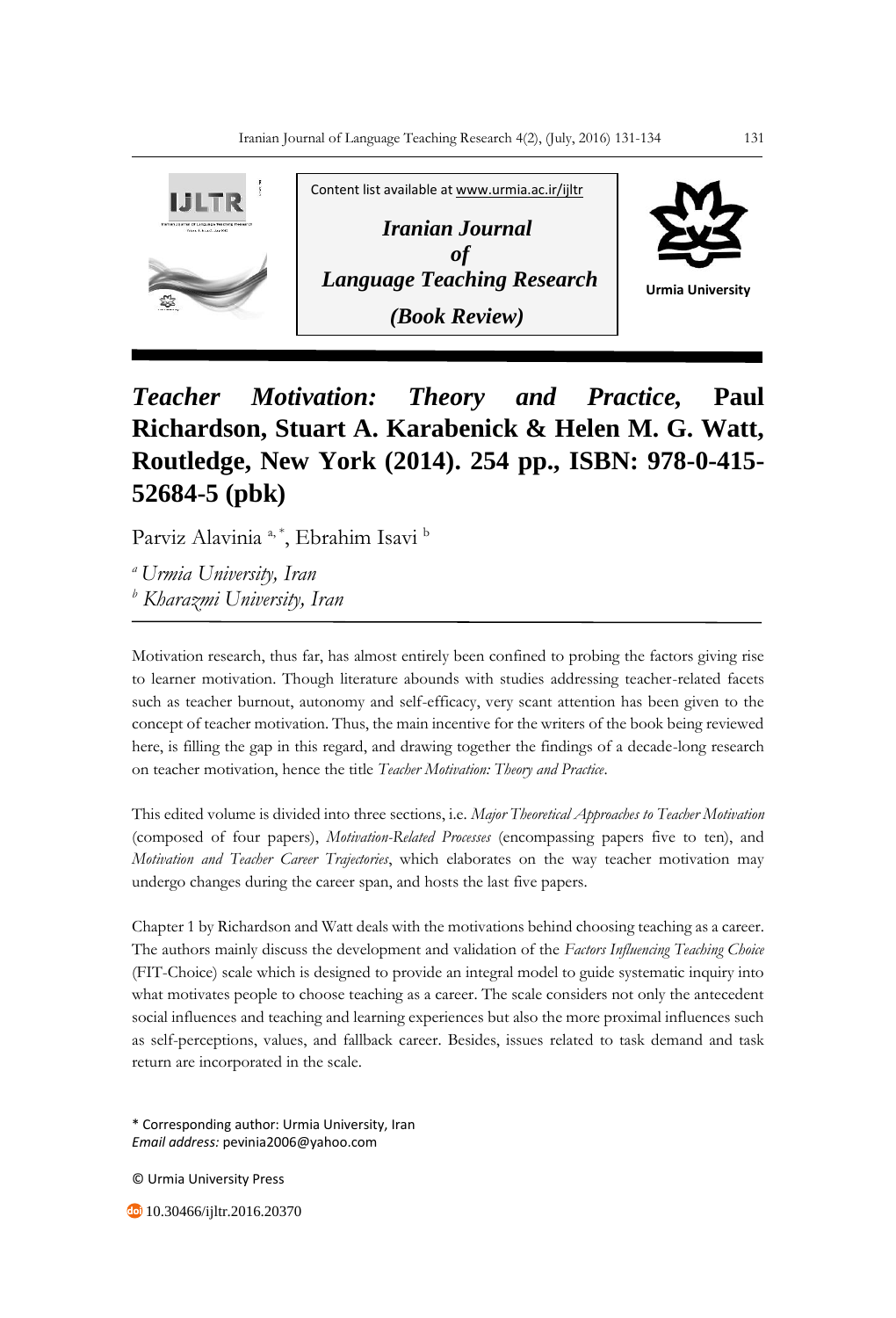Content list available at www.urmia.ac.ir/ijltr

*Iranian Journal of Language Teaching Research*

*(Book Review)*

Urmia University

# *Teacher Motivation: Theory and Practice,* Paul Richardson, Stuart A. Karabenick & Helen M. G. Watt, Routledge, New York (2014). 254 pp., ISBN: 978-0-415-52684-5 (pbk)

Parviz Alavinia [a, *], Ebrahim Isavi [b]

[a] *Urmia University, Iran*
[b] *Kharazmi University, Iran*

---

Motivation research, thus far, has almost entirely been confined to probing the factors giving rise to learner motivation. Though literature abounds with studies addressing teacher-related facets such as teacher burnout, autonomy and self-efficacy, very scant attention has been given to the concept of teacher motivation. Thus, the main incentive for the writers of the book being reviewed here, is filling the gap in this regard, and drawing together the findings of a decade-long research on teacher motivation, hence the title *Teacher Motivation: Theory and Practice*.

This edited volume is divided into three sections, i.e. *Major Theoretical Approaches to Teacher Motivation* (composed of four papers), *Motivation-Related Processes* (encompassing papers five to ten), and *Motivation and Teacher Career Trajectories*, which elaborates on the way teacher motivation may undergo changes during the career span, and hosts the last five papers.

Chapter 1 by Richardson and Watt deals with the motivations behind choosing teaching as a career. The authors mainly discuss the development and validation of the *Factors Influencing Teaching Choice* (FIT-Choice) scale which is designed to provide an integral model to guide systematic inquiry into what motivates people to choose teaching as a career. The scale considers not only the antecedent social influences and teaching and learning experiences but also the more proximal influences such as self-perceptions, values, and fallback career. Besides, issues related to task demand and task return are incorporated in the scale.

\* Corresponding author: Urmia University, Iran
*Email address:* pevinia2006@yahoo.com

© Urmia University Press

10.30466/ijltr.2016.20370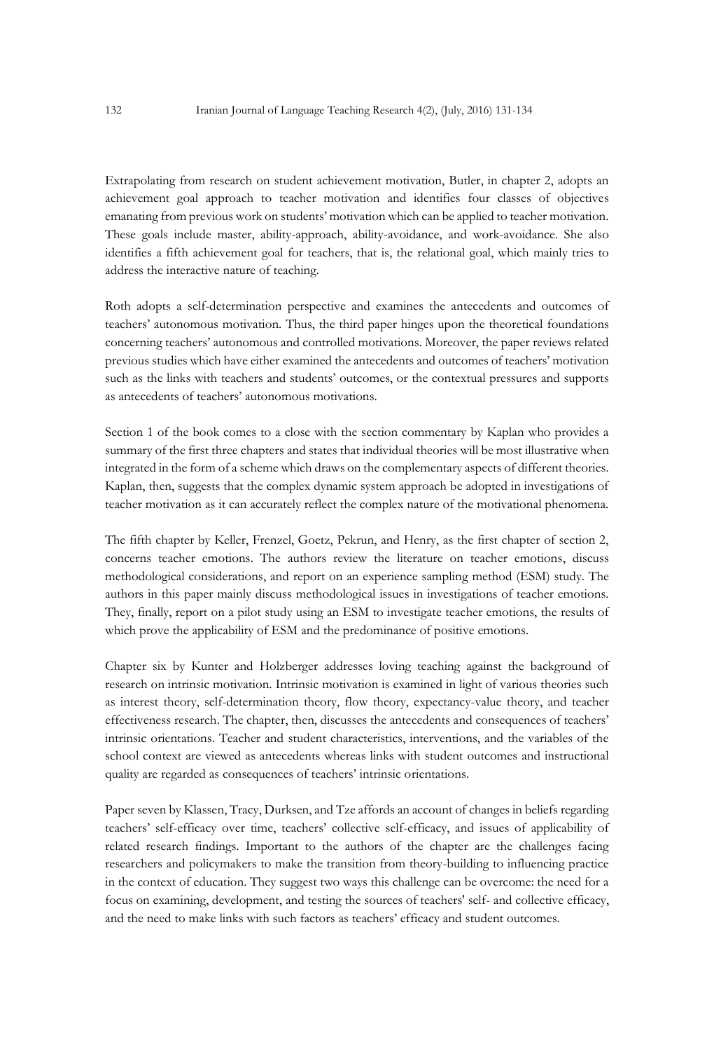Extrapolating from research on student achievement motivation, Butler, in chapter 2, adopts an achievement goal approach to teacher motivation and identifies four classes of objectives emanating from previous work on students' motivation which can be applied to teacher motivation. These goals include master, ability-approach, ability-avoidance, and work-avoidance. She also identifies a fifth achievement goal for teachers, that is, the relational goal, which mainly tries to address the interactive nature of teaching.

Roth adopts a self-determination perspective and examines the antecedents and outcomes of teachers' autonomous motivation. Thus, the third paper hinges upon the theoretical foundations concerning teachers' autonomous and controlled motivations. Moreover, the paper reviews related previous studies which have either examined the antecedents and outcomes of teachers' motivation such as the links with teachers and students' outcomes, or the contextual pressures and supports as antecedents of teachers' autonomous motivations.

Section 1 of the book comes to a close with the section commentary by Kaplan who provides a summary of the first three chapters and states that individual theories will be most illustrative when integrated in the form of a scheme which draws on the complementary aspects of different theories. Kaplan, then, suggests that the complex dynamic system approach be adopted in investigations of teacher motivation as it can accurately reflect the complex nature of the motivational phenomena.

The fifth chapter by Keller, Frenzel, Goetz, Pekrun, and Henry, as the first chapter of section 2, concerns teacher emotions. The authors review the literature on teacher emotions, discuss methodological considerations, and report on an experience sampling method (ESM) study. The authors in this paper mainly discuss methodological issues in investigations of teacher emotions. They, finally, report on a pilot study using an ESM to investigate teacher emotions, the results of which prove the applicability of ESM and the predominance of positive emotions.

Chapter six by Kunter and Holzberger addresses loving teaching against the background of research on intrinsic motivation. Intrinsic motivation is examined in light of various theories such as interest theory, self-determination theory, flow theory, expectancy-value theory, and teacher effectiveness research. The chapter, then, discusses the antecedents and consequences of teachers' intrinsic orientations. Teacher and student characteristics, interventions, and the variables of the school context are viewed as antecedents whereas links with student outcomes and instructional quality are regarded as consequences of teachers' intrinsic orientations.

Paper seven by Klassen, Tracy, Durksen, and Tze affords an account of changes in beliefs regarding teachers' self-efficacy over time, teachers' collective self-efficacy, and issues of applicability of related research findings. Important to the authors of the chapter are the challenges facing researchers and policymakers to make the transition from theory-building to influencing practice in the context of education. They suggest two ways this challenge can be overcome: the need for a focus on examining, development, and testing the sources of teachers' self- and collective efficacy, and the need to make links with such factors as teachers' efficacy and student outcomes.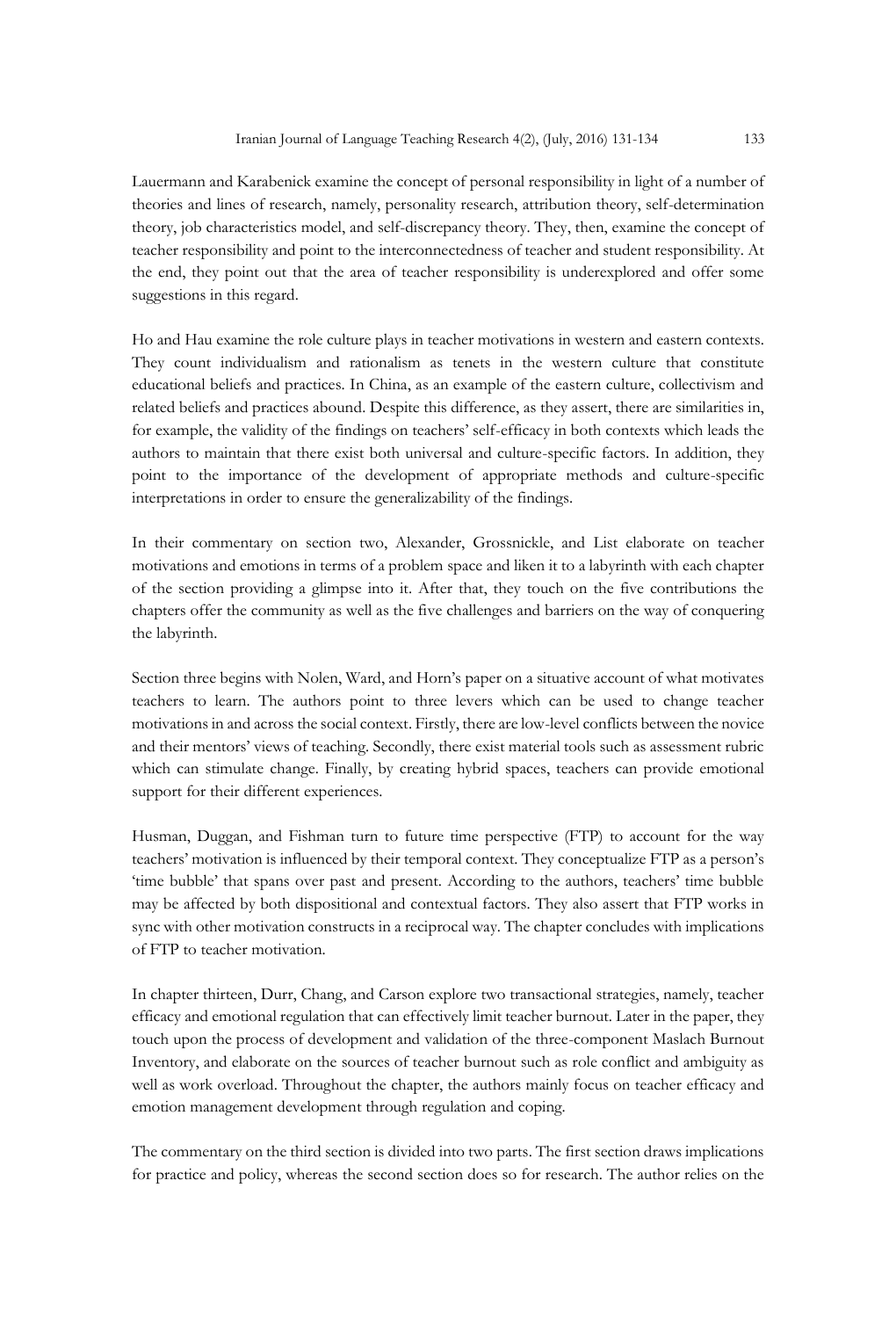Lauermann and Karabenick examine the concept of personal responsibility in light of a number of theories and lines of research, namely, personality research, attribution theory, self-determination theory, job characteristics model, and self-discrepancy theory. They, then, examine the concept of teacher responsibility and point to the interconnectedness of teacher and student responsibility. At the end, they point out that the area of teacher responsibility is underexplored and offer some suggestions in this regard.

Ho and Hau examine the role culture plays in teacher motivations in western and eastern contexts. They count individualism and rationalism as tenets in the western culture that constitute educational beliefs and practices. In China, as an example of the eastern culture, collectivism and related beliefs and practices abound. Despite this difference, as they assert, there are similarities in, for example, the validity of the findings on teachers' self-efficacy in both contexts which leads the authors to maintain that there exist both universal and culture-specific factors. In addition, they point to the importance of the development of appropriate methods and culture-specific interpretations in order to ensure the generalizability of the findings.

In their commentary on section two, Alexander, Grossnickle, and List elaborate on teacher motivations and emotions in terms of a problem space and liken it to a labyrinth with each chapter of the section providing a glimpse into it. After that, they touch on the five contributions the chapters offer the community as well as the five challenges and barriers on the way of conquering the labyrinth.

Section three begins with Nolen, Ward, and Horn's paper on a situative account of what motivates teachers to learn. The authors point to three levers which can be used to change teacher motivations in and across the social context. Firstly, there are low-level conflicts between the novice and their mentors' views of teaching. Secondly, there exist material tools such as assessment rubric which can stimulate change. Finally, by creating hybrid spaces, teachers can provide emotional support for their different experiences.

Husman, Duggan, and Fishman turn to future time perspective (FTP) to account for the way teachers' motivation is influenced by their temporal context. They conceptualize FTP as a person's 'time bubble' that spans over past and present. According to the authors, teachers' time bubble may be affected by both dispositional and contextual factors. They also assert that FTP works in sync with other motivation constructs in a reciprocal way. The chapter concludes with implications of FTP to teacher motivation.

In chapter thirteen, Durr, Chang, and Carson explore two transactional strategies, namely, teacher efficacy and emotional regulation that can effectively limit teacher burnout. Later in the paper, they touch upon the process of development and validation of the three-component Maslach Burnout Inventory, and elaborate on the sources of teacher burnout such as role conflict and ambiguity as well as work overload. Throughout the chapter, the authors mainly focus on teacher efficacy and emotion management development through regulation and coping.

The commentary on the third section is divided into two parts. The first section draws implications for practice and policy, whereas the second section does so for research. The author relies on the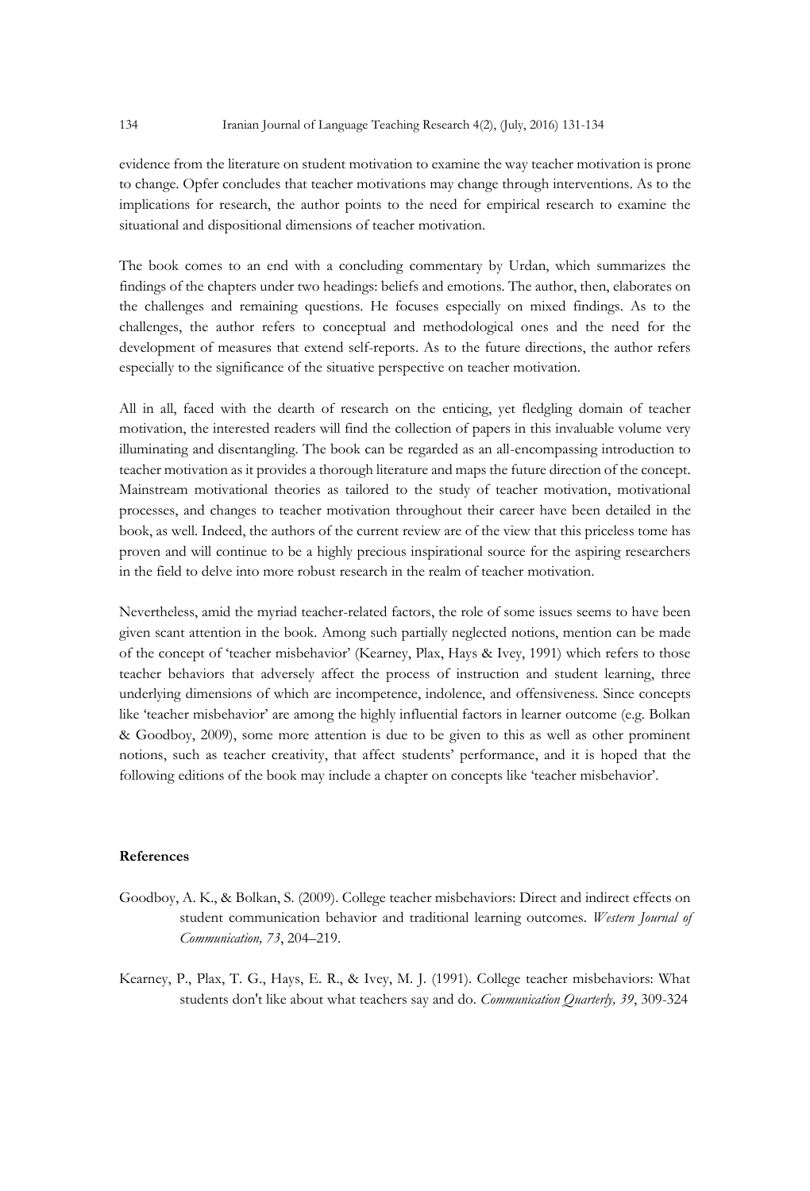evidence from the literature on student motivation to examine the way teacher motivation is prone to change. Opfer concludes that teacher motivations may change through interventions. As to the implications for research, the author points to the need for empirical research to examine the situational and dispositional dimensions of teacher motivation.

The book comes to an end with a concluding commentary by Urdan, which summarizes the findings of the chapters under two headings: beliefs and emotions. The author, then, elaborates on the challenges and remaining questions. He focuses especially on mixed findings. As to the challenges, the author refers to conceptual and methodological ones and the need for the development of measures that extend self-reports. As to the future directions, the author refers especially to the significance of the situative perspective on teacher motivation.

All in all, faced with the dearth of research on the enticing, yet fledgling domain of teacher motivation, the interested readers will find the collection of papers in this invaluable volume very illuminating and disentangling. The book can be regarded as an all-encompassing introduction to teacher motivation as it provides a thorough literature and maps the future direction of the concept. Mainstream motivational theories as tailored to the study of teacher motivation, motivational processes, and changes to teacher motivation throughout their career have been detailed in the book, as well. Indeed, the authors of the current review are of the view that this priceless tome has proven and will continue to be a highly precious inspirational source for the aspiring researchers in the field to delve into more robust research in the realm of teacher motivation.

Nevertheless, amid the myriad teacher-related factors, the role of some issues seems to have been given scant attention in the book. Among such partially neglected notions, mention can be made of the concept of 'teacher misbehavior' (Kearney, Plax, Hays & Ivey, 1991) which refers to those teacher behaviors that adversely affect the process of instruction and student learning, three underlying dimensions of which are incompetence, indolence, and offensiveness. Since concepts like 'teacher misbehavior' are among the highly influential factors in learner outcome (e.g. Bolkan & Goodboy, 2009), some more attention is due to be given to this as well as other prominent notions, such as teacher creativity, that affect students' performance, and it is hoped that the following editions of the book may include a chapter on concepts like 'teacher misbehavior'.

## References

Goodboy, A. K., & Bolkan, S. (2009). College teacher misbehaviors: Direct and indirect effects on student communication behavior and traditional learning outcomes. *Western Journal of Communication, 73*, 204–219.

Kearney, P., Plax, T. G., Hays, E. R., & Ivey, M. J. (1991). College teacher misbehaviors: What students don't like about what teachers say and do. *Communication Quarterly, 39*, 309-324